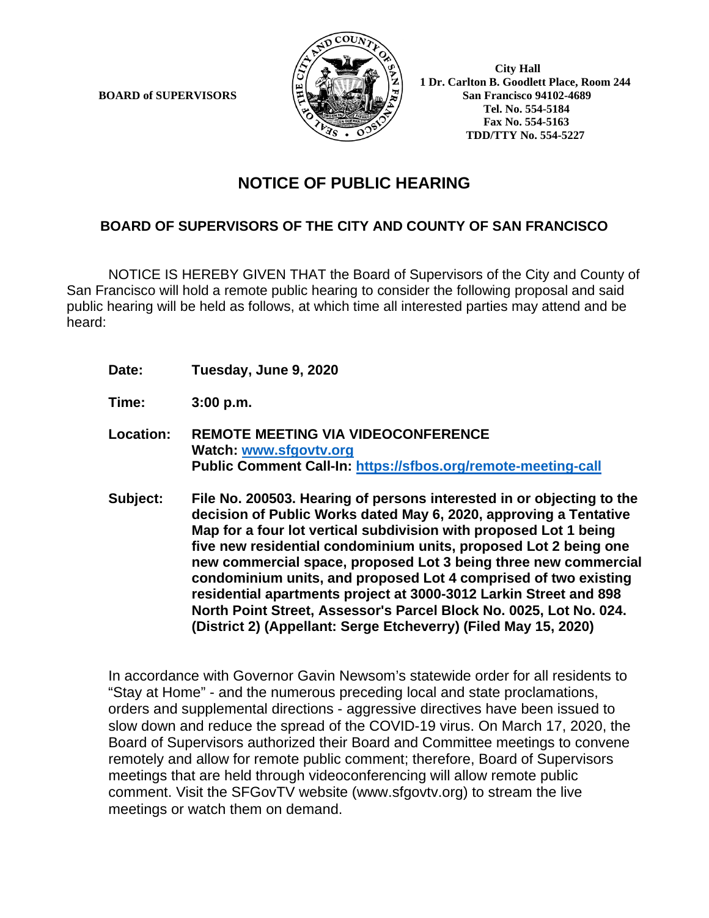**BOARD of SUPERVISORS**

**City Hall**
**1 Dr. Carlton B. Goodlett Place, Room 244**
**San Francisco 94102-4689**
**Tel. No. 554-5184**
**Fax No. 554-5163**
**TDD/TTY No. 554-5227**

# NOTICE OF PUBLIC HEARING

## BOARD OF SUPERVISORS OF THE CITY AND COUNTY OF SAN FRANCISCO

NOTICE IS HEREBY GIVEN THAT the Board of Supervisors of the City and County of San Francisco will hold a remote public hearing to consider the following proposal and said public hearing will be held as follows, at which time all interested parties may attend and be heard:

**Date:** **Tuesday, June 9, 2020**

**Time:** **3:00 p.m.**

**Location:** **REMOTE MEETING VIA VIDEOCONFERENCE**
**Watch: [www.sfgovtv.org](www.sfgovtv.org)**
**Public Comment Call-In: [https://sfbos.org/remote-meeting-call](https://sfbos.org/remote-meeting-call)**

**Subject:** **File No. 200503. Hearing of persons interested in or objecting to the decision of Public Works dated May 6, 2020, approving a Tentative Map for a four lot vertical subdivision with proposed Lot 1 being five new residential condominium units, proposed Lot 2 being one new commercial space, proposed Lot 3 being three new commercial condominium units, and proposed Lot 4 comprised of two existing residential apartments project at 3000-3012 Larkin Street and 898 North Point Street, Assessor's Parcel Block No. 0025, Lot No. 024. (District 2) (Appellant: Serge Etcheverry) (Filed May 15, 2020)**

In accordance with Governor Gavin Newsom's statewide order for all residents to "Stay at Home" - and the numerous preceding local and state proclamations, orders and supplemental directions - aggressive directives have been issued to slow down and reduce the spread of the COVID-19 virus. On March 17, 2020, the Board of Supervisors authorized their Board and Committee meetings to convene remotely and allow for remote public comment; therefore, Board of Supervisors meetings that are held through videoconferencing will allow remote public comment. Visit the SFGovTV website (www.sfgovtv.org) to stream the live meetings or watch them on demand.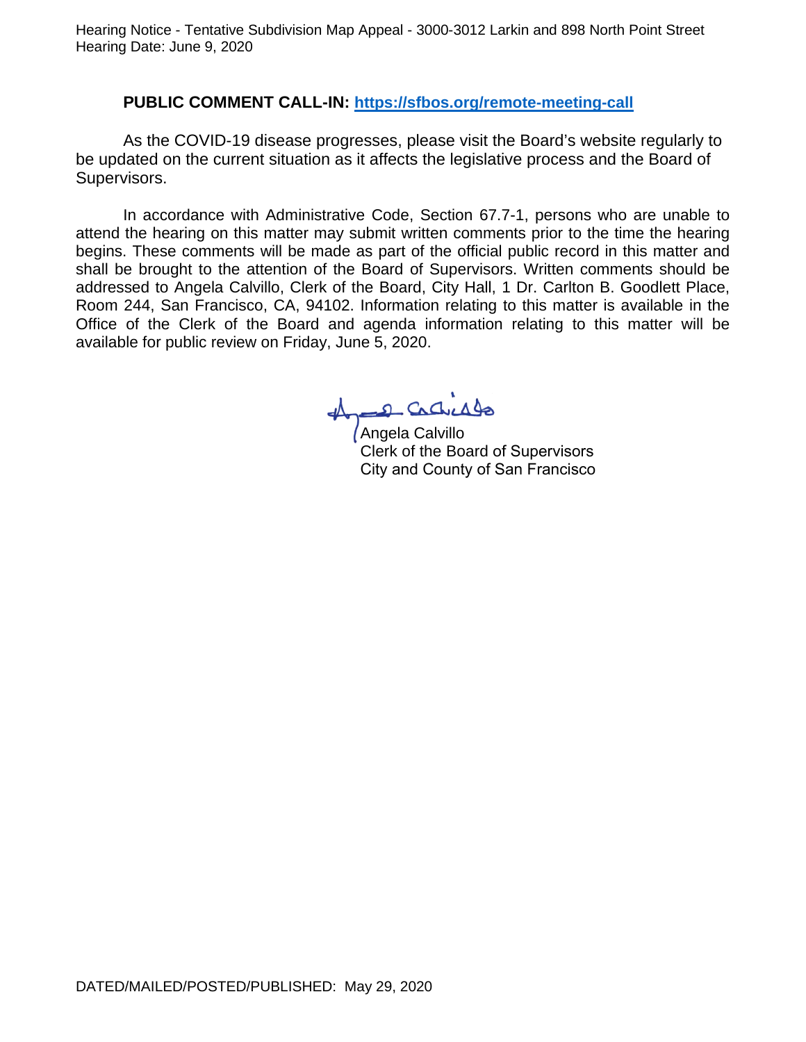**PUBLIC COMMENT CALL-IN: https://sfbos.org/remote-meeting-call**

As the COVID-19 disease progresses, please visit the Board's website regularly to be updated on the current situation as it affects the legislative process and the Board of Supervisors.

In accordance with Administrative Code, Section 67.7-1, persons who are unable to attend the hearing on this matter may submit written comments prior to the time the hearing begins. These comments will be made as part of the official public record in this matter and shall be brought to the attention of the Board of Supervisors. Written comments should be addressed to Angela Calvillo, Clerk of the Board, City Hall, 1 Dr. Carlton B. Goodlett Place, Room 244, San Francisco, CA, 94102. Information relating to this matter is available in the Office of the Clerk of the Board and agenda information relating to this matter will be available for public review on Friday, June 5, 2020.

Angela Calvillo
Clerk of the Board of Supervisors
City and County of San Francisco

DATED/MAILED/POSTED/PUBLISHED: May 29, 2020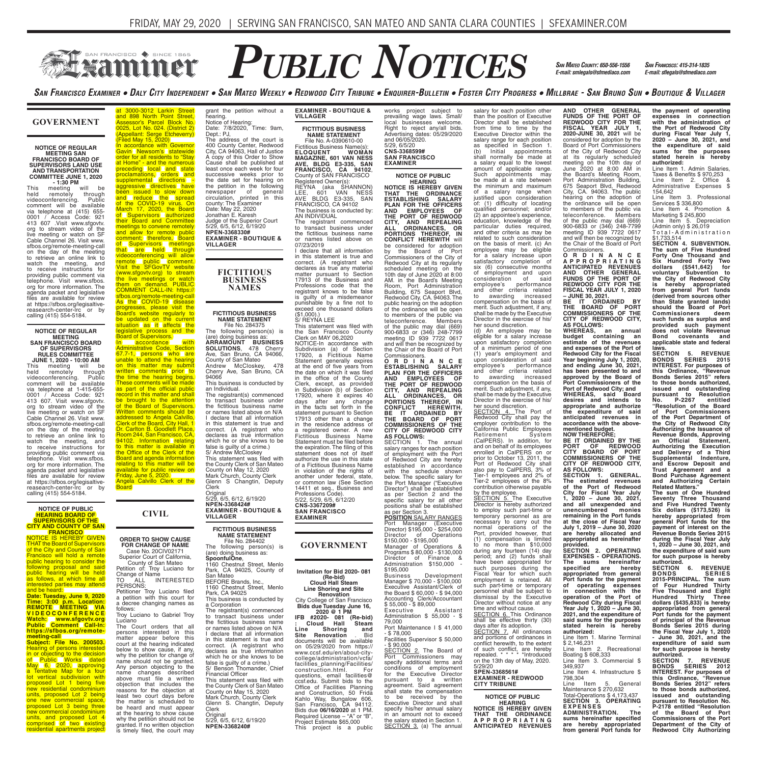# PUBLIC NOTICES

*San Mateo County: 650-556-1556 E-mail: smlegals@sfmediaco.com*
*San Francisco: 415-314-1835 E-mail: sflegals@sfmediaco.com*

*San Francisco Examiner • Daly City Independent • San Mateo Weekly • Redwood City Tribune • Enquirer-Bulletin • Foster City Progress • Millbrae - San Bruno Sun • Boutique & Villager*

## GOVERNMENT

**NOTICE OF REGULAR MEETING SAN FRANCISCO BOARD OF SUPERVISORS LAND USE AND TRANSPORTATION COMMITTEE JUNE 1, 2020 - 1:30 PM**

This meeting will be held remotely through videoconferencing. Public comment will be available via telephone at (415) 655-0001 / Access Code: 921 413 607 .Visit www.sfgovtv.org to stream video of the live meeting or watch on SF Cable Channel 26. Visit www.sfbos.org/remote-meeting-call on the day of the meeting to retrieve an online link to watch the meeting, and to receive instructions for providing public comment via telephone. Visit www.sfbos.org for more information. The agenda packet and legislative files are available for review at https://sfbos.org/legislative-reasearch-center-lrc or by calling (415) 554-5184.

**NOTICE OF REGULAR MEETING SAN FRANCISCO BOARD OF SUPERVISORS RULES COMMITTEE JUNE 1, 2020 - 10:00 AM**

This meeting will be held remotely through videoconferencing. Public comment will be available via telephone at 1-415-655-0001 / Access Code: 921 413 607. Visit www.sfgovtv.org to stream video of the live meeting or watch on SF Cable Channel 26. Visit www.sfbos.org/remote-meeting-call on the day of the meeting to retrieve an online link to watch the meeting, and to receive instructions for providing public comment via telephone. Visit www.sfbos.org for more information. The agenda packet and legislative files are available for review at https://sfbos.org/legislative-reasearch-center-lrc or by calling (415) 554-5184.

**NOTICE OF PUBLIC HEARING BOARD OF SUPERVISORS OF THE CITY AND COUNTY OF SAN FRANCISCO**

NOTICE IS HEREBY GIVEN THAT the Board of Supervisors of the City and County of San Francisco will hold a remote public hearing to consider the following proposal and said public hearing will be held as follows, at which time all interested parties may attend and be heard:

**Date: Tuesday, June 9, 2020 Time: 3:00 p.m. Location: REMOTE MEETING VIA VIDEOCONFERENCE Watch: www.sfgovtv.org Public Comment Call-In: https://sfbos.org/remote-meeting-call**

**Subject: File No. 200503.** Hearing of persons interested in or objecting to the decision of Public Works dated May 6, 2020, approving a Tentative Map for a four lot vertical subdivision with proposed Lot 1 being five new residential condominium units, proposed Lot 2 being one new commercial space, proposed Lot 3 being three new commercial condominium units, and proposed Lot 4 comprised of two existing residential apartments project at 3000-3012 Larkin Street and 898 North Point Street, Assessor's Parcel Block No. 0025, Lot No. 024. (District 2) (Appellant: Serge Etcheverry) (Filed May 15, 2020)

In accordance with Governor Gavin Newsom's statewide order for all residents to "Stay at Home" - and the numerous preceding local and state proclamations, orders and supplemental directions - aggressive directives have been issued to slow down and reduce the spread of the COVID-19 virus. On March 17, 2020, the Board of Supervisors authorized their Board and Committee meetings to convene remotely and allow for remote public comment; therefore, Board of Supervisors meetings that are held through videoconferencing will allow remote public comment. Visit the SFGovTV website (www.sfgovtv.org) to stream the live meetings or watch them on demand. PUBLIC COMMENT CALL-IN: https://sfbos.org/remote-meeting-call As the COVID-19 disease progresses, please visit the Board's website regularly to be updated on the current situation as it affects the legislative process and the Board of Supervisors.

In accordance with Administrative Code, Section 67.7-1, persons who are unable to attend the hearing on this matter may submit written comments prior to the time the hearing begins. These comments will be made as part of the official public record in this matter and shall be brought to the attention of the Board of Supervisors. Written comments should be addressed to Angela Calvillo, Clerk of the Board, City Hall, 1 Dr. Carlton B. Goodlett Place, Room 244, San Francisco, CA, 94102. Information relating to this matter is available in the Office of the Clerk of the Board and agenda information relating to this matter will be available for public review on Friday, June 5, 2020.

Angela Calvillo Clerk of the Board

## CIVIL

**ORDER TO SHOW CAUSE FOR CHANGE OF NAME**
Case No. 20CIV02171
Superior Court of California, County of San Mateo
Petition of: Troy Luciano for Change of Name
TO ALL INTERESTED PERSONS:
Petitioner Troy Luciano filed a petition with this court for a decree changing names as follows:
Troy Luciano to Gabriel Troy Luciano
The Court orders that all persons interested in this matter appear before this court at the hearing indicated below to show cause, if any, why the petition for change of name should not be granted. Any person objecting to the name changes described above must file a written objection that includes the reasons for the objection at least two court days before the matter is scheduled to be heard and must appear at the hearing to show cause why the petition should not be granted. If no written objection is timely filed, the court may grant the petition without a hearing.
Notice of Hearing:
Date: 7/8/2020, Time: 9am, Dept.: PJ,
The address of the court is 400 County Center, Redwood City, CA 94063, Hall of Justice
A copy of this Order to Show Cause shall be published at least once each week for four successive weeks prior to the date set for hearing on the petition in the following newspaper of general circulation, printed in this county: The Examiner
Date: May 22, 2020
Jonathan E. Karesh
Judge of the Superior Court
5/29, 6/5, 6/12, 6/19/20
**NPEN-3368330#**
**EXAMINER - BOUTIQUE & VILLAGER**

## FICTITIOUS BUSINESS NAMES

**FICTITIOUS BUSINESS NAME STATEMENT**
File No. 284375
The following person(s) is (are) doing business as: **ARRAMOUNT BUSINESS SOLUTIONS**, 478 Cherry Ave, San Bruno, CA 94066, County of San Mateo
Andrew McCloskey, 478 Cherry Ave, San Bruno, CA 94066
This business is conducted by an Individual.
The registrant(s) commenced to transact business under the fictitious business name or names listed above on N/A
I declare that all information in this statement is true and correct. (A registrant who declares as true information which he or she knows to be false is guilty of a crime.)
S/ Andrew McCloskey
This statement was filed with the County Clerk of San Mateo County on May 12, 2020
Mark Church, County Clerk
Glenn S Changtin, Deputy Clerk
Original
5/29, 6/5, 6/12, 6/19/20
**NPEN-3368424#**
**EXAMINER - BOUTIQUE & VILLAGER**

**FICTITIOUS BUSINESS NAME STATEMENT**
File No. 284402
The following person(s) is (are) doing business as: **SpoonfulOne**, 1160 Chestnut Street, Menlo Park, CA 94025, County of San Mateo
BEFORE Brands, Inc., 1160 Chestnut Street, Menlo Park, CA 94025
This business is conducted by a Corporation
The registrant(s) commenced to transact business under the fictitious business name or names listed above on N/A
I declare that all information in this statement is true and correct. (A registrant who declares as true information which he or she knows to be false is guilty of a crime.)
S/ Benson Thomander, Chief Financial Officer
This statement was filed with the County Clerk of San Mateo County on May 15, 2020
Mark Church, County Clerk
Glenn S. Changtin, Deputy Clerk
Original
5/29, 6/5, 6/12, 6/19/20
**NPEN-3368240#**
**EXAMINER - BOUTIQUE & VILLAGER**

**FICTITIOUS BUSINESS NAME STATEMENT**
File No. A-0390610-00
Fictitious Business Name(s): **ELOQUENT WOMAN MAGAZINE, 601 VAN NESS AVE, BLDG E3-335, SAN FRANCISCO, CA 94102**, County of SAN FRANCISCO
Registered Owner(s): REYNA (aka SHANNON) LEE, 601 VAN NESS AVE BLDG E3-335, SAN FRANCISCO, CA 94102
The business is conducted by: AN INDIVIDUAL
The registrant commenced to transact business under the fictitious business name or names listed above on 07/23/2019
I declare that all information in this statement is true and correct. (A registrant who declares as true any material matter pursuant to Section 17913 of the Business and Professions code that the registrant knows to be false is guilty of a misdemeanor punishable by a fine not to exceed one thousand dollars ($1,000).)
S/ REYNA LEE
This statement was filed with the San Francisco County Clerk on MAY 06,2020
NOTICE-In accordance with Subdivision (a) of Section 17920, a Fictitious Name Statement generally expires at the end of five years from the date on which it was filed in the office of the County Clerk, except, as provided in Subdivision (b) of Section 17920, where it expires 40 days after any change in the facts set forth in the statement pursuant to Section 17913 other than a change in the residence address of a registered owner. A new Fictitious Business Name Statement must be filed before the expiration. The filing of this statement does not of itself authorize the use in this state of a Fictitious Business Name in violation of the rights of another under federal, state, or common law (See Section 14411 et seq., Business and Professions Code).
5/22, 5/29, 6/5, 6/12/20
**CNS-3367209#**
**SAN FRANCISCO EXAMINER**

## GOVERNMENT

**Invitation for Bid 2020- 081 (Re-bid) Cloud Hall Steam Line Shoring and Site Renovation**
City College of San Francisco
**Bids due Tuesday June 16, 2020 @ 1 PM**
**IFB #2020- 081 (Re-bid) : Cloud Hall Steam Line Shoring and Site Renovation**. Bid documents will be available on 05/29/2020 from https://www.ccsf.edu/en/about-city-college/administration/vcfa/facilities_planning/Facilities/construction.html. For questions, email facilities@ccsf.edu. Submit bids to the Office of Facilities Planning and Construction, 50 Frida Kahlo Way, Bungalow 606, San Francisco, CA 94112. Bids due **06/16/2020** at 1 PM. Required License – "A" or "B", Project Estimate $65,000
This project is a public works project subject to prevailing wage laws. Small/local businesses welcome. Right to reject any/all bids.
Advertising dates: 05/29/2020 and 06/05/2020.
5/29, 6/5/20
**CNS-3368599#**
**SAN FRANCISCO EXAMINER**

**NOTICE OF PUBLIC HEARING**
**NOTICE IS HEREBY GIVEN THAT THE ORDINANCE ESTABLISHING SALARY PLAN FOR THE OFFICERS AND EMPLOYEES OF THE PORT OF REDWOOD CITY, AND REPEALING ALL ORDINANCES, OR PORTIONS THEREOF, IN CONFLICT HEREWITH** will be considered for adoption by the Board of Port Commissioners of the City of Redwood City at its regularly scheduled meeting on the 10th day of June 2020 at 8:00 AM. in the Board's Meeting Room, Port Administration Building, 675 Seaport Blvd, Redwood City, CA. 94063. The public hearing on the adoption of the ordinance will be open to members of the public via teleconference. Members of the public may dial (669) 900-6833 or (346) 248-7799 meeting ID 939 7722 0617 and will then be recognized by the Chair of the Board of Port Commissioners.

**ORDINANCE ESTABLISHING SALARY PLAN FOR THE OFFICERS AND EMPLOYEES OF THE PORT OF REDWOOD CITY, AND REPEALING ALL ORDINANCES, OR PORTIONS THEREOF, IN CONFLICT HEREWITH.**
**BE IT ORDAINED BY THE BOARD OF PORT COMMISSIONERS OF THE CITY OF REDWOOD CITY AS FOLLOWS:**

SECTION 1. The annual salary ranges for each position of employment with the Port of Redwood City are hereby established in accordance with the schedule shown below. The specific salary for the Port Manager ("Executive Director") shall be established as per Section 2 and the specific salary for all other positions shall be established as per Section 3.

**POSITION** SALARY RANGES
Port Manager (Executive Director) $195,000 - $254,000
Director of Operations $150,000 - $195,000
Manager of Operations & Programs $ 80,000 - $130,000
Director of Finance & Administration $150,000 - $195,000
Business Development Manager $ 70,000 - $100,000
Executive Assistant/Clerk of the Board $ 60,000 - $ 94,000
Accounting Clerk/Accountant $ 55,000 - $ 89,000
Executive Assistant Administration $ 55,000 - $ 79,000
Port Maintenance I $ 41,000 - $ 78,000
Facilities Supervisor $ 50,000 - $ 90,000

SECTION 2. The Board of Port Commissioners may specify additional terms and conditions of employment for the Executive Director pursuant to a written agreement. Said agreement shall state the compensation to be received by the Executive Director and shall specify his/her annual salary in an amount not to exceed the salary stated in Section 1.

SECTION 3. (a) The annual salary for each position other than the position of Executive Director shall be established from time to time by the Executive Director within the salary range for each position as specified in Section 1. (b) Initial appointments shall normally be made at a salary equal to the lowest amount of applicable range. Such appointments may be made at a rate between the minimum and maximum of a salary range when justified upon consideration of: (1) difficulty of locating qualified personnel; and/or (2) an appointee's experience, education, knowledge of the particular duties required, and other criteria as may be related to such consideration on the basis of merit. (c) An employee may be eligible for a salary increase upon satisfactory completion of six (6) consecutive months of employment and upon consideration of said employee's performance and other criteria related to awarding increased compensation on the basis of merit. Such adjustment, if any, shall be made by the Executive Director in the exercise of his/her sound discretion.
(d) An employee may be eligible for a salary increase upon satisfactory completion of a minimum period of one (1) year's employment and upon consideration of said employee's performance and other criteria related to awarding increased compensation on the basis of merit. Such adjustment, if any, shall be made by the Executive Director in the exercise of his/her sound discretion.

SECTION 4. The Port of Redwood City shall pay the employer contribution to the California Public Employees Retirement System (CalPERS). In addition, for and on behalf of its employees enrolled in CalPERS on or prior to October 13, 2011, the Port of Redwood City shall also pay to CalPERS, 3% of Tier-1 employees and 2% of Tier-2 employees of the 8% contribution otherwise payable by the employee.

SECTION 5. The Executive Director is hereby authorized to employ such part-time or temporary personnel as are necessary to carry out the normal operations of the Port, provided however, that (1) compensation is limited to no more than $10,000 during any fourteen (14) day period; and (2) funds shall have been appropriated for such purposes during the Fiscal Year for which such employment is retained. All such part-time or temporary personnel shall be subject to dismissal by the Executive Director without notice at any time and without cause.

SECTION 6. This Ordinance shall be effective thirty (30) days after its adoption.

SECTION 7. All ordinances and portions of ordinances in conflict herewith, to the extent of such conflict, are hereby repealed. \* \* \* \* \*Introduced on the 13th day of May, 2020.
5/29/20
**SPEN-3368561#**
**EXAMINER - REDWOOD CITY TRIBUNE**

**NOTICE OF PUBLIC HEARING**
**NOTICE IS HEREBY GIVEN THAT THE ORDINANCE APPROPRIATING ANTICIPATED REVENUES AND OTHER GENERAL FUNDS OF THE PORT OF REDWOOD CITY FOR THE FISCAL YEAR JULY 1, 2020-JUNE 30, 2021** will be considered for adoption by the Board of Port Commissioners of the City of Redwood City at its regularly scheduled meeting on the 10th day of June 2020 at 8:00 AM in the Board's Meeting Room, Port Administration Building, 675 Seaport Blvd, Redwood City, CA. 94063. The public hearing on the adoption of the ordinance will be open to members of the public via teleconference. Members of the public may dial (669) 900-6833 or (346) 248-7799 meeting ID 939 7722 0617 and will then be recognized by the Chair of the Board of Port Commissioners.

**ORDINANCE APPROPRIATING ANTICIPATED REVENUES AND OTHER GENERAL FUNDS OF THE PORT OF REDWOOD CITY FOR THE FISCAL YEAR JULY 1, 2020 – JUNE 30, 2021.**
**BE IT ORDAINED BY THE BOARD OF PORT COMMISSIONERS OF THE CITY OF REDWOOD CITY, AS FOLLOWS:**
**WHEREAS, an annual budget containing an estimate of the revenues and expenses of the Port of Redwood City for the Fiscal Year beginning July 1, 2020, and ending June 30, 2021, has been presented to and approved by the Board of Port Commissioners of the Port of Redwood City; and**
**WHEREAS, said Board desires and intends to appropriate and authorize the expenditure of said anticipated revenues in accordance with the above-mentioned budget.**
**NOW THEREFORE;**
**BE IT ORDAINED BY THE PORT OF REDWOOD CITY BOARD OF PORT COMMISSIONERS OF THE CITY OF REDWOOD CITY, AS FOLLOWS:**
**SECTION 1. GENERAL. The estimated revenues of the Port of Redwood City for Fiscal Year July 1, 2020 – June 30, 2021, and all unexpended and unencumbered monies remaining in the Port funds at the close of Fiscal Year July 1, 2019 – June 30, 2020 are hereby allocated and appropriated as hereinafter provided.**
**SECTION 2. OPERATING EXPENSES - OPERATIONS. The sums hereinafter specified are hereby appropriated from general Port funds for the payment of operating expenses in connection with the operation of the Port of Redwood City during Fiscal Year July 1, 2020 – June 30, 2021, and the expenditure of said sums for the purposes stated herein is hereby authorized:**
Line Item 1. Marine Terminal $ 2,146,231
Line Item 2. Recreational Boating $ 608,333
Line Item 3. Commercial $ 349,937
Line Item 4. Infrastructure $ 798,304
Line Item 5. General Maintenance $ 270,632
Total-Operations $ 4,173,437
**SECTION 3. OPERATING EXPENSES - ADMINISTRATION. The sums hereinafter specified are hereby appropriated from general Port funds for the payment of operating expenses in connection with the administration of the Port of Redwood City during Fiscal Year July 1, 2020 – June 30, 2021, and the expenditure of said sums for the purposes stated herein is hereby authorized:**
Line Item 1. Admin Salaries, Taxes & Benefits $ 970,253
Line Item 2. Office & Administrative Expenses $ 154,642
Line Item 3. Professional Services $ 336,800
Line Item 4. Promotion & Marketing $ 245,800
Line Item 5. Depreciation (Admin only) $ 26,019
Total-Administration $1,733,514
**SECTION 4. SUBVENTION. The sum of Five Hundred Forty One Thousand and Six Hundred Forty Two dollars ($541,642) for voluntary Subvention to the City of Redwood City is hereby appropriated from general Port funds (derived from sources other than State granted lands) should the Board of Port Commissioners deem such funds as surplus and provided such payment does not violate Revenue Bond covenants and applicable state and federal laws.**
**SECTION 5. REVENUE BONDS SERIES 2015 INTEREST. For purposes of this Ordinance, "Revenue Bonds Series 2015" refers to those bonds authorized, issued and outstanding pursuant to Resolution No. P-2267 entitled "Resolution of the Board of Port Commissioners of the Port Department of the City of Redwood City Authorizing the Issuance of Revenue Bonds, Approving an Official Statement, Authorizing the Execution and Delivery of a Third Supplemental Indenture, and Escrow Deposit and Trust Agreement and a Bond Purchase Agreement and Authorizing Certain Related Matters."**
**The sum of One Hundred Seventy Three Thousand and Five Hundred Twenty Six dollars ($173,526) is hereby appropriated from general Port funds for the payment of interest on the Revenue Bonds Series 2015 during the Fiscal Year July 1, 2020 – June 30, 2021, and the expenditure of said sum for such purpose is hereby authorized.**
**SECTION 6. REVENUE BONDS SERIES 2015-PRINCIPAL. The sum of Four Hundred Thirty Five Thousand and Eight Hundred Thirty Three dollars ($435,833) is hereby appropriated from general Port funds for the payment of principal of the Revenue Bonds Series 2015 during the Fiscal Year July 1, 2020 - June 30, 2021, and the expenditure of said sum for such purpose is hereby authorized.**
**SECTION 7. REVENUE BONDS SERIES 2012 INTEREST. For purposes of this Ordinance, "Revenue Bonds Series 2012" refers to those bonds authorized, issued and outstanding pursuant to Resolution No. P-2178 entitled "Resolution of the Board of Port Commissioners of the Port Department of the City of Redwood City Authorizing**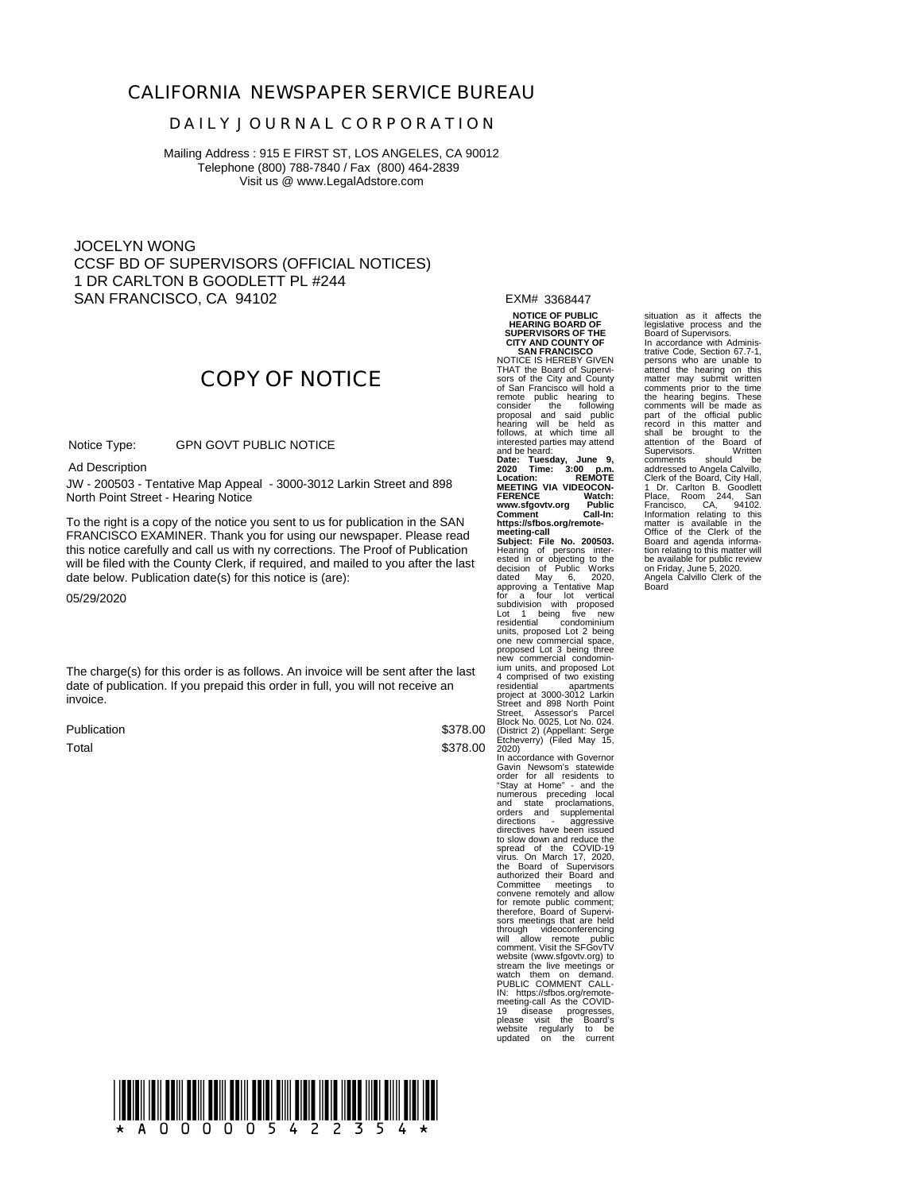# CALIFORNIA NEWSPAPER SERVICE BUREAU

## DAILY JOURNAL CORPORATION

Mailing Address : 915 E FIRST ST, LOS ANGELES, CA 90012
Telephone (800) 788-7840 / Fax (800) 464-2839
Visit us @ www.LegalAdstore.com

JOCELYN WONG
CCSF BD OF SUPERVISORS (OFFICIAL NOTICES)
1 DR CARLTON B GOODLETT PL #244
SAN FRANCISCO, CA 94102

## COPY OF NOTICE

Notice Type: GPN GOVT PUBLIC NOTICE

Ad Description

JW - 200503 - Tentative Map Appeal - 3000-3012 Larkin Street and 898 North Point Street - Hearing Notice

To the right is a copy of the notice you sent to us for publication in the SAN FRANCISCO EXAMINER. Thank you for using our newspaper. Please read this notice carefully and call us with ny corrections. The Proof of Publication will be filed with the County Clerk, if required, and mailed to you after the last date below. Publication date(s) for this notice is (are):

05/29/2020

The charge(s) for this order is as follows. An invoice will be sent after the last date of publication. If you prepaid this order in full, you will not receive an invoice.

| | |
|---|---|
| Publication | $378.00 |
| Total | $378.00 |

EXM# 3368447

**NOTICE OF PUBLIC HEARING BOARD OF SUPERVISORS OF THE CITY AND COUNTY OF SAN FRANCISCO**

NOTICE IS HEREBY GIVEN THAT the Board of Supervisors of the City and County of San Francisco will hold a remote public hearing to consider the following proposal and said public hearing will be held as follows, at which time all interested parties may attend and be heard:

**Date: Tuesday, June 9, 2020 Time: 3:00 p.m. Location: REMOTE MEETING VIA VIDEOCONFERENCE Watch: www.sfgovtv.org Public Comment Call-In: https://sfbos.org/remote-meeting-call**

**Subject: File No. 200503.** Hearing of persons interested in or objecting to the decision of Public Works dated May 6, 2020, approving a Tentative Map for a four lot vertical subdivision with proposed Lot 1 being five new residential condominium units, proposed Lot 2 being one new commercial space, proposed Lot 3 being three new commercial condominium units, and proposed Lot 4 comprised of two existing residential apartments project at 3000-3012 Larkin Street and 898 North Point Street, Assessor's Parcel Block No. 0025, Lot No. 024. (District 2) (Appellant: Serge Etcheverry) (Filed May 15, 2020)

In accordance with Governor Gavin Newsom's statewide order for all residents to "Stay at Home" - and the numerous preceding local and state proclamations, orders and supplemental directions - aggressive directives have been issued to slow down and reduce the spread of the COVID-19 virus. On March 17, 2020, the Board of Supervisors authorized their Board and Committee meetings to convene remotely and allow for remote public comment; therefore, Board of Supervisors meetings that are held through videoconferencing will allow remote public comment. Visit the SFGovTV website (www.sfgovtv.org) to stream the live meetings or watch them on demand. PUBLIC COMMENT CALL-IN: https://sfbos.org/remote-meeting-call As the COVID-19 disease progresses, please visit the Board's website regularly to be updated on the current situation as it affects the legislative process and the Board of Supervisors.

In accordance with Administrative Code, Section 67.7-1, persons who are unable to attend the hearing on this matter may submit written comments prior to the time the hearing begins. These comments will be made as part of the official public record in this matter and shall be brought to the attention of the Board of Supervisors. Written comments should be addressed to Angela Calvillo, Clerk of the Board, City Hall, 1 Dr. Carlton B. Goodlett Place, Room 244, San Francisco, CA, 94102. Information relating to this matter is available in the Office of the Clerk of the Board and agenda information relating to this matter will be available for public review on Friday, June 5, 2020.

Angela Calvillo Clerk of the Board

\* A 0 0 0 0 0 5 4 2 2 3 5 4 \*